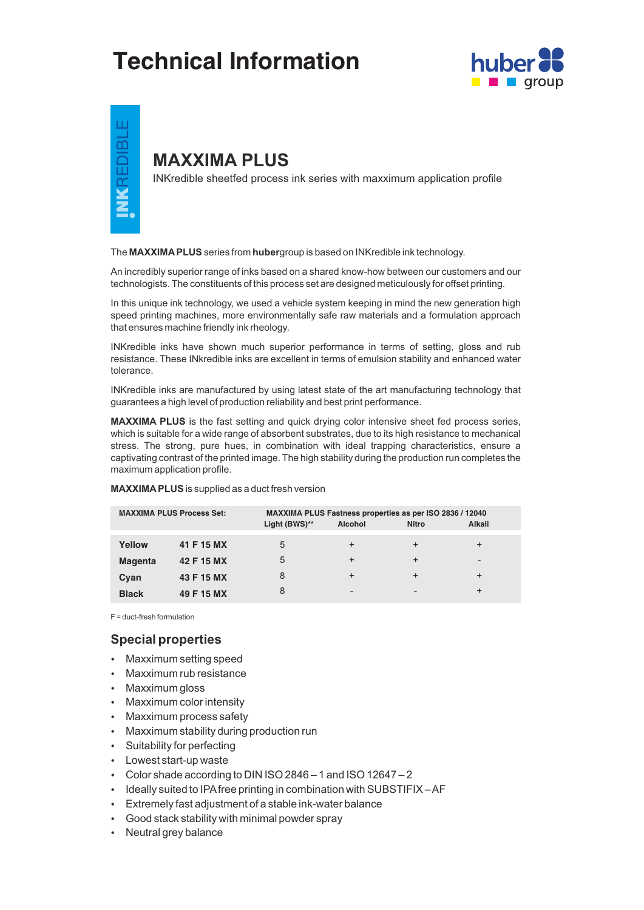# Technical Information

INKREDIBLE

## MAXXIMA PLUS

INKredible sheetfed process ink series with maxximum application profile

The **MAXXIMA PLUS** series from **huber**group is based on INKredible ink technology.

An incredibly superior range of inks based on a shared know-how between our customers and our technologists. The constituents of this process set are designed meticulously for offset printing.

In this unique ink technology, we used a vehicle system keeping in mind the new generation high speed printing machines, more environmentally safe raw materials and a formulation approach that ensures machine friendly ink rheology.

INKredible inks have shown much superior performance in terms of setting, gloss and rub resistance. These INkredible inks are excellent in terms of emulsion stability and enhanced water tolerance.

INKredible inks are manufactured by using latest state of the art manufacturing technology that guarantees a high level of production reliability and best print performance.

**MAXXIMA PLUS** is the fast setting and quick drying color intensive sheet fed process series, which is suitable for a wide range of absorbent substrates, due to its high resistance to mechanical stress. The strong, pure hues, in combination with ideal trapping characteristics, ensure a captivating contrast of the printed image. The high stability during the production run completes the maximum application profile.

**MAXXIMA PLUS** is supplied as a duct fresh version

| MAXXIMA PLUS Process Set: | | MAXXIMA PLUS Fastness properties as per ISO 2836 / 12040 | | | |
|---|---|---|---|---|---|
| | | Light (BWS)** | Alcohol | Nitro | Alkali |
| **Yellow** | **41 F 15 MX** | 5 | + | + | + |
| **Magenta** | **42 F 15 MX** | 5 | + | + | - |
| **Cyan** | **43 F 15 MX** | 8 | + | + | + |
| **Black** | **49 F 15 MX** | 8 | - | - | + |

F = duct-fresh formulation

### Special properties

- Maxximum setting speed
- Maxximum rub resistance
- Maxximum gloss
- Maxximum color intensity
- Maxximum process safety
- Maxximum stability during production run
- Suitability for perfecting
- Lowest start-up waste
- Color shade according to DIN ISO 2846 – 1 and ISO 12647 – 2
- Ideally suited to IPA free printing in combination with SUBSTIFIX – AF
- Extremely fast adjustment of a stable ink-water balance
- Good stack stability with minimal powder spray
- Neutral grey balance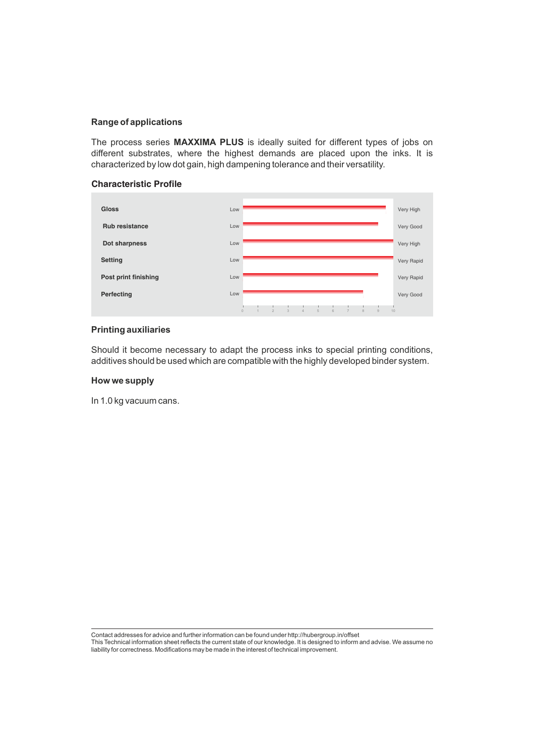## Range of applications

The process series **MAXXIMA PLUS** is ideally suited for different types of jobs on different substrates, where the highest demands are placed upon the inks. It is characterized by low dot gain, high dampening tolerance and their versatility.

## Characteristic Profile

Gloss — Low — Very High
Rub resistance — Low — Very Good
Dot sharpness — Low — Very High
Setting — Low — Very Rapid
Post print finishing — Low — Very Rapid
Perfecting — Low — Very Good

0 1 2 3 4 5 6 7 8 9 10

## Printing auxiliaries

Should it become necessary to adapt the process inks to special printing conditions, additives should be used which are compatible with the highly developed binder system.

## How we supply

In 1.0 kg vacuum cans.

---

Contact addresses for advice and further information can be found under http://hubergroup.in/offset
This Technical information sheet reflects the current state of our knowledge. It is designed to inform and advise. We assume no liability for correctness. Modifications may be made in the interest of technical improvement.